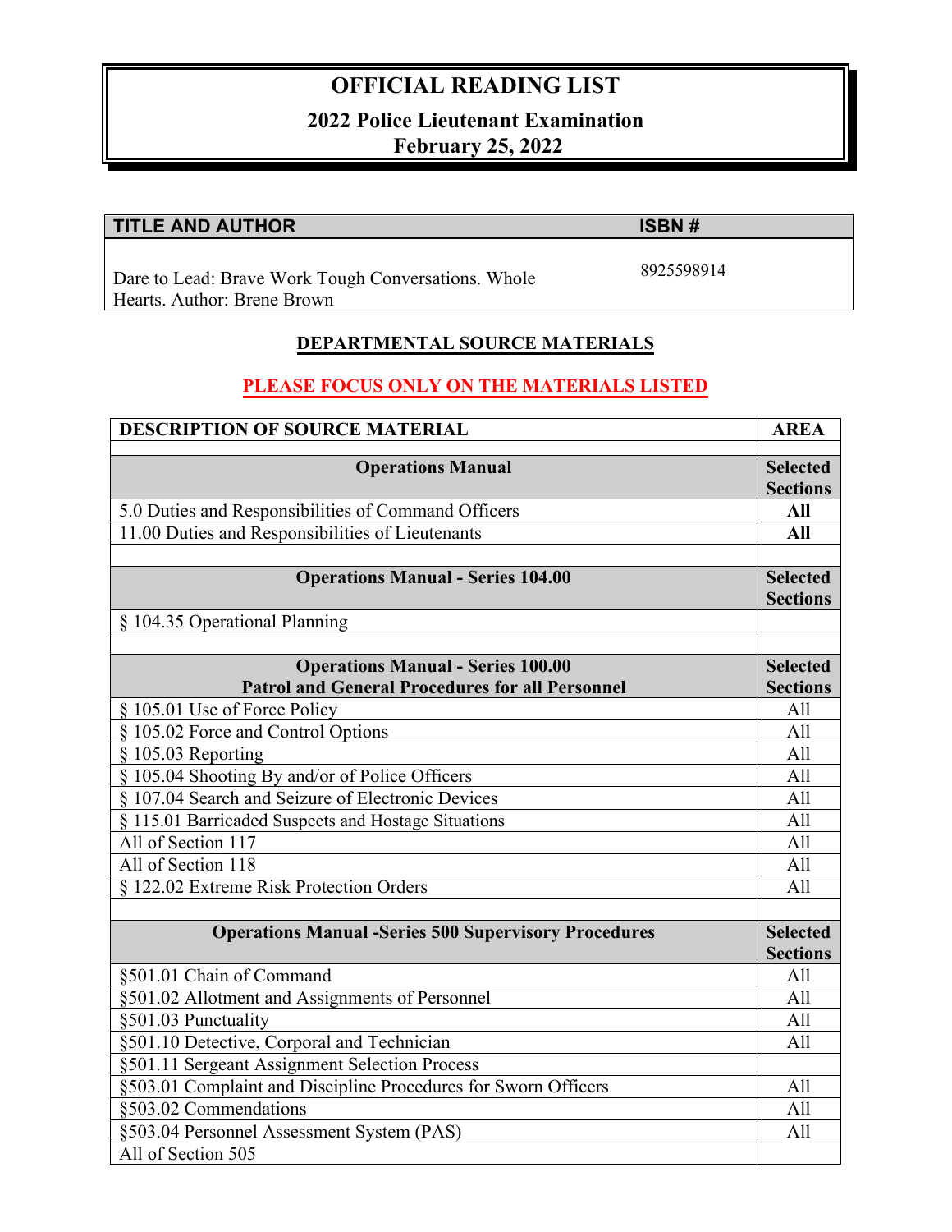# OFFICIAL READING LIST

## 2022 Police Lieutenant Examination
## February 25, 2022

| TITLE AND AUTHOR | ISBN # |
|---|---|
| Dare to Lead: Brave Work Tough Conversations. Whole Hearts. Author: Brene Brown | 8925598914 |

**DEPARTMENTAL SOURCE MATERIALS**

**PLEASE FOCUS ONLY ON THE MATERIALS LISTED**

| DESCRIPTION OF SOURCE MATERIAL | AREA |
|---|---|
| | |
| **Operations Manual** | **Selected Sections** |
| 5.0 Duties and Responsibilities of Command Officers | **All** |
| 11.00 Duties and Responsibilities of Lieutenants | **All** |
| | |
| **Operations Manual - Series 104.00** | **Selected Sections** |
| § 104.35 Operational Planning | |
| | |
| **Operations Manual - Series 100.00 Patrol and General Procedures for all Personnel** | **Selected Sections** |
| § 105.01 Use of Force Policy | All |
| § 105.02 Force and Control Options | All |
| § 105.03 Reporting | All |
| § 105.04 Shooting By and/or of Police Officers | All |
| § 107.04 Search and Seizure of Electronic Devices | All |
| § 115.01 Barricaded Suspects and Hostage Situations | All |
| All of Section 117 | All |
| All of Section 118 | All |
| § 122.02 Extreme Risk Protection Orders | All |
| | |
| **Operations Manual -Series 500 Supervisory Procedures** | **Selected Sections** |
| §501.01 Chain of Command | All |
| §501.02 Allotment and Assignments of Personnel | All |
| §501.03 Punctuality | All |
| §501.10 Detective, Corporal and Technician | All |
| §501.11 Sergeant Assignment Selection Process | |
| §503.01 Complaint and Discipline Procedures for Sworn Officers | All |
| §503.02 Commendations | All |
| §503.04 Personnel Assessment System (PAS) | All |
| All of Section 505 | |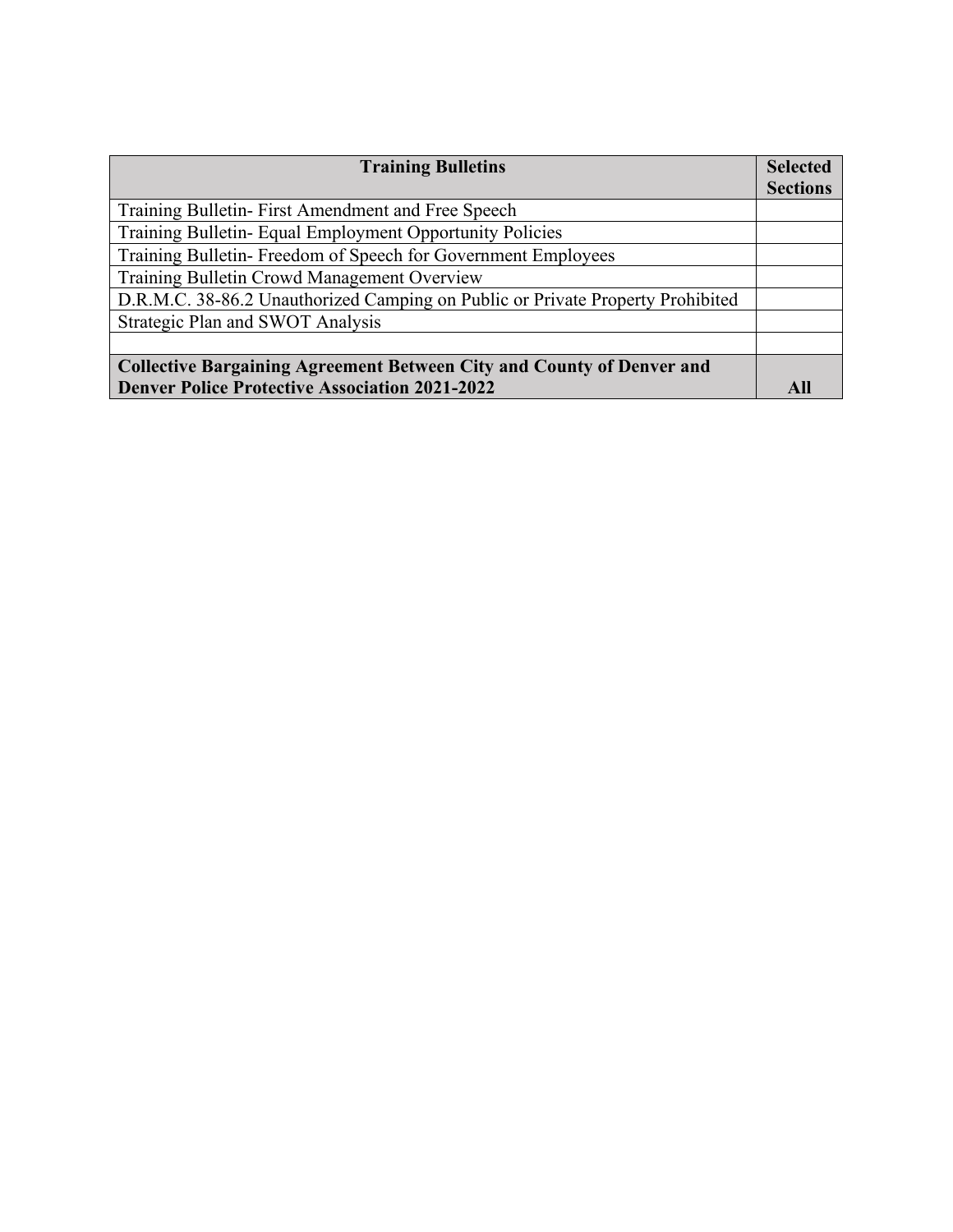| **Training Bulletins** | **Selected Sections** |
|---|---|
| Training Bulletin- First Amendment and Free Speech | |
| Training Bulletin- Equal Employment Opportunity Policies | |
| Training Bulletin- Freedom of Speech for Government Employees | |
| Training Bulletin Crowd Management Overview | |
| D.R.M.C. 38-86.2 Unauthorized Camping on Public or Private Property Prohibited | |
| Strategic Plan and SWOT Analysis | |
| | |
| **Collective Bargaining Agreement Between City and County of Denver and Denver Police Protective Association 2021-2022** | **All** |